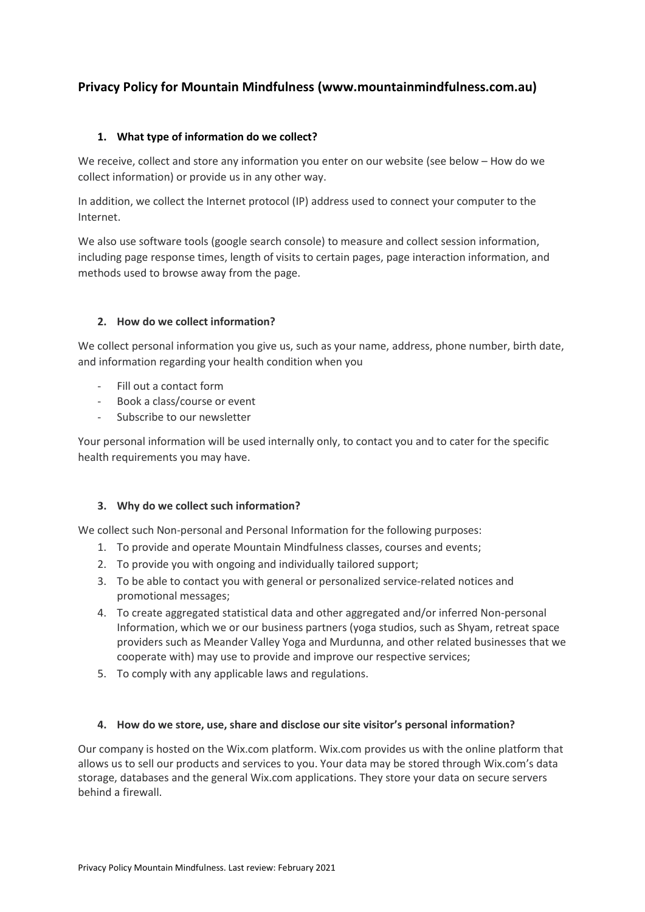# Privacy Policy for Mountain Mindfulness (www.mountainmindfulness.com.au)

## 1. What type of information do we collect?

We receive, collect and store any information you enter on our website (see below – How do we collect information) or provide us in any other way.

In addition, we collect the Internet protocol (IP) address used to connect your computer to the Internet.

We also use software tools (google search console) to measure and collect session information, including page response times, length of visits to certain pages, page interaction information, and methods used to browse away from the page.

## 2. How do we collect information?

We collect personal information you give us, such as your name, address, phone number, birth date, and information regarding your health condition when you

- Fill out a contact form
- Book a class/course or event
- Subscribe to our newsletter

Your personal information will be used internally only, to contact you and to cater for the specific health requirements you may have.

## 3. Why do we collect such information?

We collect such Non-personal and Personal Information for the following purposes:

1. To provide and operate Mountain Mindfulness classes, courses and events;
2. To provide you with ongoing and individually tailored support;
3. To be able to contact you with general or personalized service-related notices and promotional messages;
4. To create aggregated statistical data and other aggregated and/or inferred Non-personal Information, which we or our business partners (yoga studios, such as Shyam, retreat space providers such as Meander Valley Yoga and Murdunna, and other related businesses that we cooperate with) may use to provide and improve our respective services;
5. To comply with any applicable laws and regulations.

## 4. How do we store, use, share and disclose our site visitor's personal information?

Our company is hosted on the Wix.com platform. Wix.com provides us with the online platform that allows us to sell our products and services to you. Your data may be stored through Wix.com's data storage, databases and the general Wix.com applications. They store your data on secure servers behind a firewall.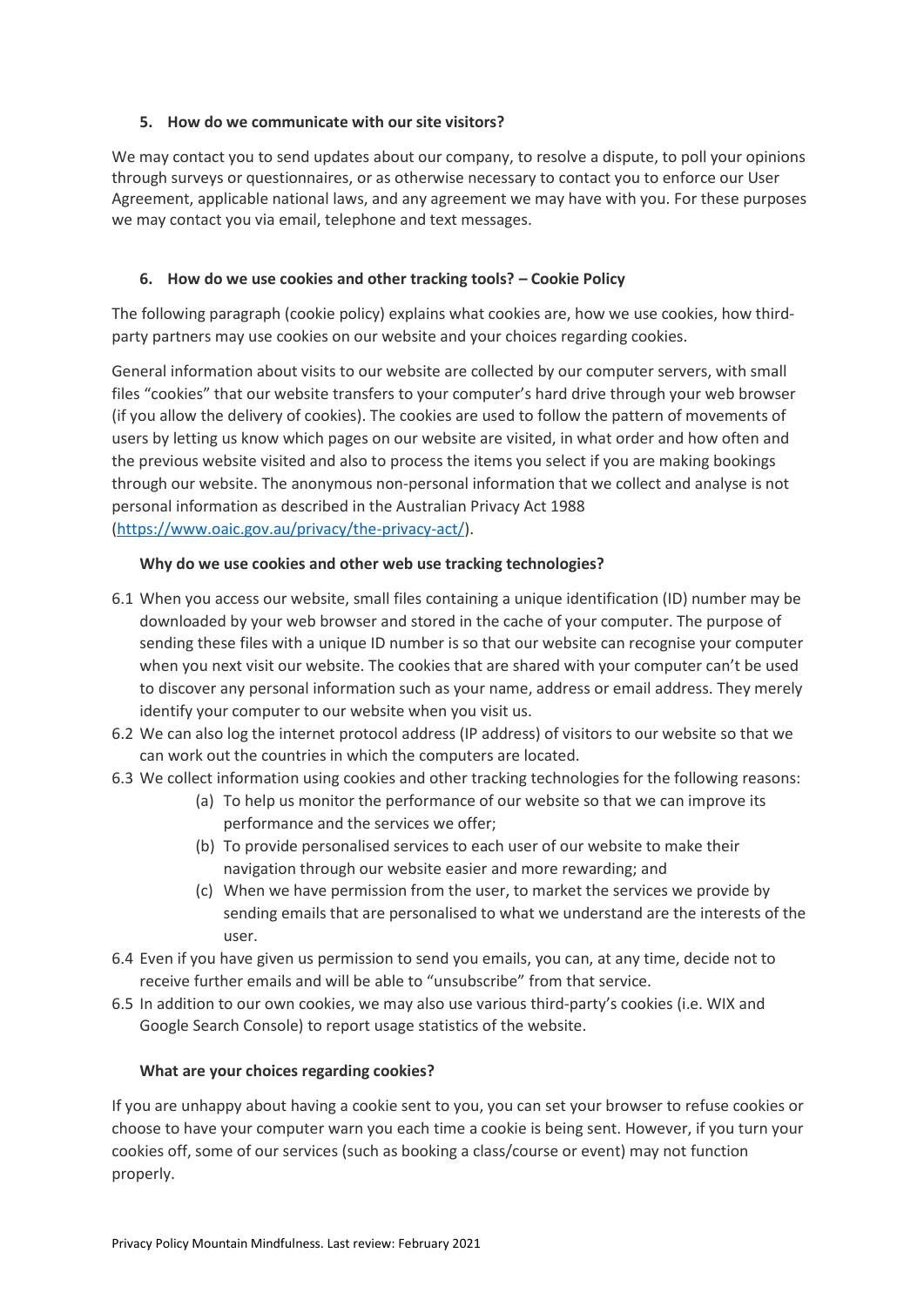## 5. How do we communicate with our site visitors?

We may contact you to send updates about our company, to resolve a dispute, to poll your opinions through surveys or questionnaires, or as otherwise necessary to contact you to enforce our User Agreement, applicable national laws, and any agreement we may have with you. For these purposes we may contact you via email, telephone and text messages.

## 6. How do we use cookies and other tracking tools? – Cookie Policy

The following paragraph (cookie policy) explains what cookies are, how we use cookies, how third-party partners may use cookies on our website and your choices regarding cookies.

General information about visits to our website are collected by our computer servers, with small files "cookies" that our website transfers to your computer's hard drive through your web browser (if you allow the delivery of cookies). The cookies are used to follow the pattern of movements of users by letting us know which pages on our website are visited, in what order and how often and the previous website visited and also to process the items you select if you are making bookings through our website. The anonymous non-personal information that we collect and analyse is not personal information as described in the Australian Privacy Act 1988 (https://www.oaic.gov.au/privacy/the-privacy-act/).

### Why do we use cookies and other web use tracking technologies?

6.1 When you access our website, small files containing a unique identification (ID) number may be downloaded by your web browser and stored in the cache of your computer. The purpose of sending these files with a unique ID number is so that our website can recognise your computer when you next visit our website. The cookies that are shared with your computer can't be used to discover any personal information such as your name, address or email address. They merely identify your computer to our website when you visit us.

6.2 We can also log the internet protocol address (IP address) of visitors to our website so that we can work out the countries in which the computers are located.

6.3 We collect information using cookies and other tracking technologies for the following reasons:

- (a) To help us monitor the performance of our website so that we can improve its performance and the services we offer;
- (b) To provide personalised services to each user of our website to make their navigation through our website easier and more rewarding; and
- (c) When we have permission from the user, to market the services we provide by sending emails that are personalised to what we understand are the interests of the user.

6.4 Even if you have given us permission to send you emails, you can, at any time, decide not to receive further emails and will be able to "unsubscribe" from that service.

6.5 In addition to our own cookies, we may also use various third-party's cookies (i.e. WIX and Google Search Console) to report usage statistics of the website.

### What are your choices regarding cookies?

If you are unhappy about having a cookie sent to you, you can set your browser to refuse cookies or choose to have your computer warn you each time a cookie is being sent. However, if you turn your cookies off, some of our services (such as booking a class/course or event) may not function properly.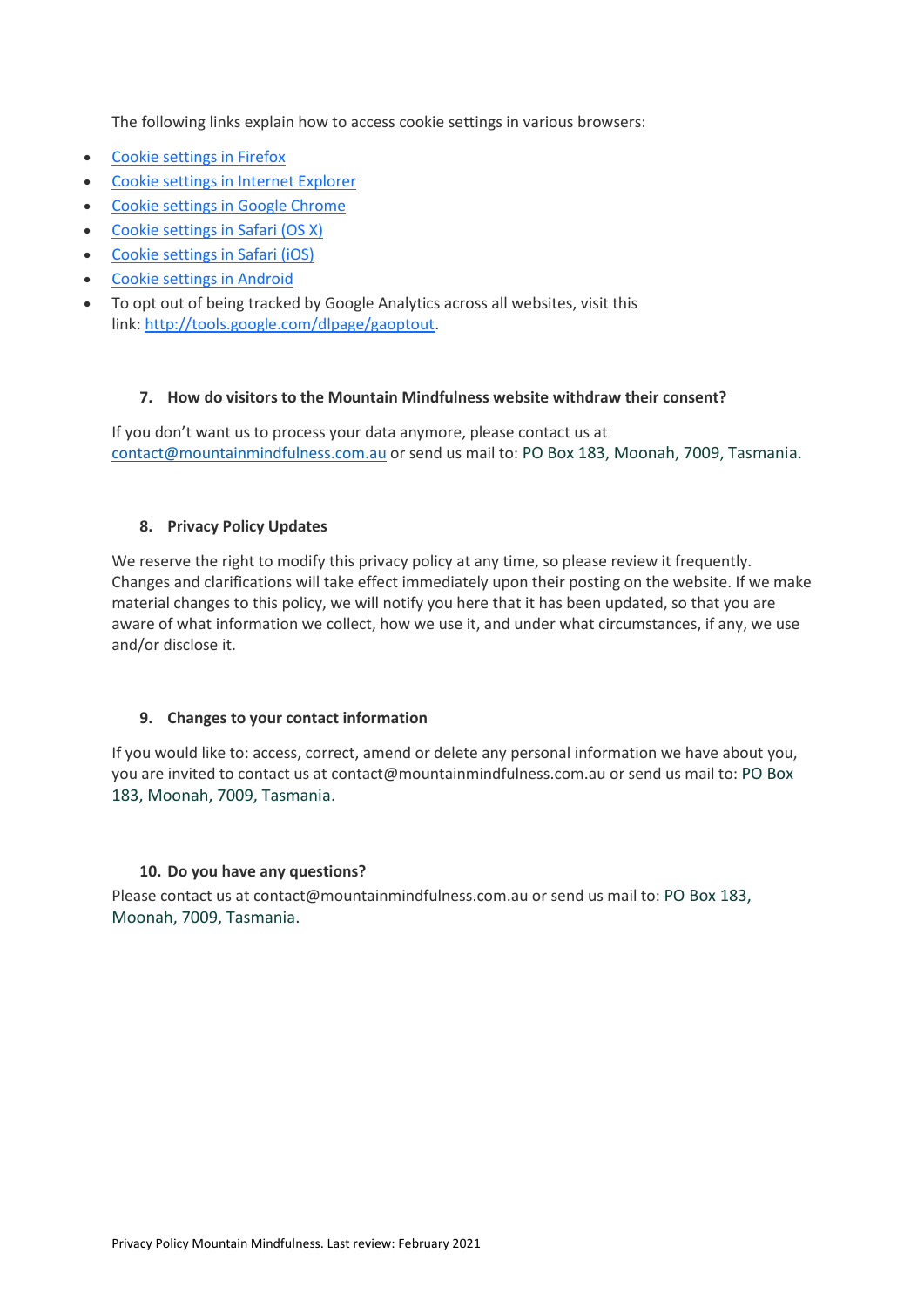The following links explain how to access cookie settings in various browsers:

- Cookie settings in Firefox
- Cookie settings in Internet Explorer
- Cookie settings in Google Chrome
- Cookie settings in Safari (OS X)
- Cookie settings in Safari (iOS)
- Cookie settings in Android
- To opt out of being tracked by Google Analytics across all websites, visit this link: http://tools.google.com/dlpage/gaoptout.

### 7. How do visitors to the Mountain Mindfulness website withdraw their consent?

If you don't want us to process your data anymore, please contact us at contact@mountainmindfulness.com.au or send us mail to: PO Box 183, Moonah, 7009, Tasmania.

### 8. Privacy Policy Updates

We reserve the right to modify this privacy policy at any time, so please review it frequently. Changes and clarifications will take effect immediately upon their posting on the website. If we make material changes to this policy, we will notify you here that it has been updated, so that you are aware of what information we collect, how we use it, and under what circumstances, if any, we use and/or disclose it.

### 9. Changes to your contact information

If you would like to: access, correct, amend or delete any personal information we have about you, you are invited to contact us at contact@mountainmindfulness.com.au or send us mail to: PO Box 183, Moonah, 7009, Tasmania.

### 10. Do you have any questions?

Please contact us at contact@mountainmindfulness.com.au or send us mail to: PO Box 183, Moonah, 7009, Tasmania.